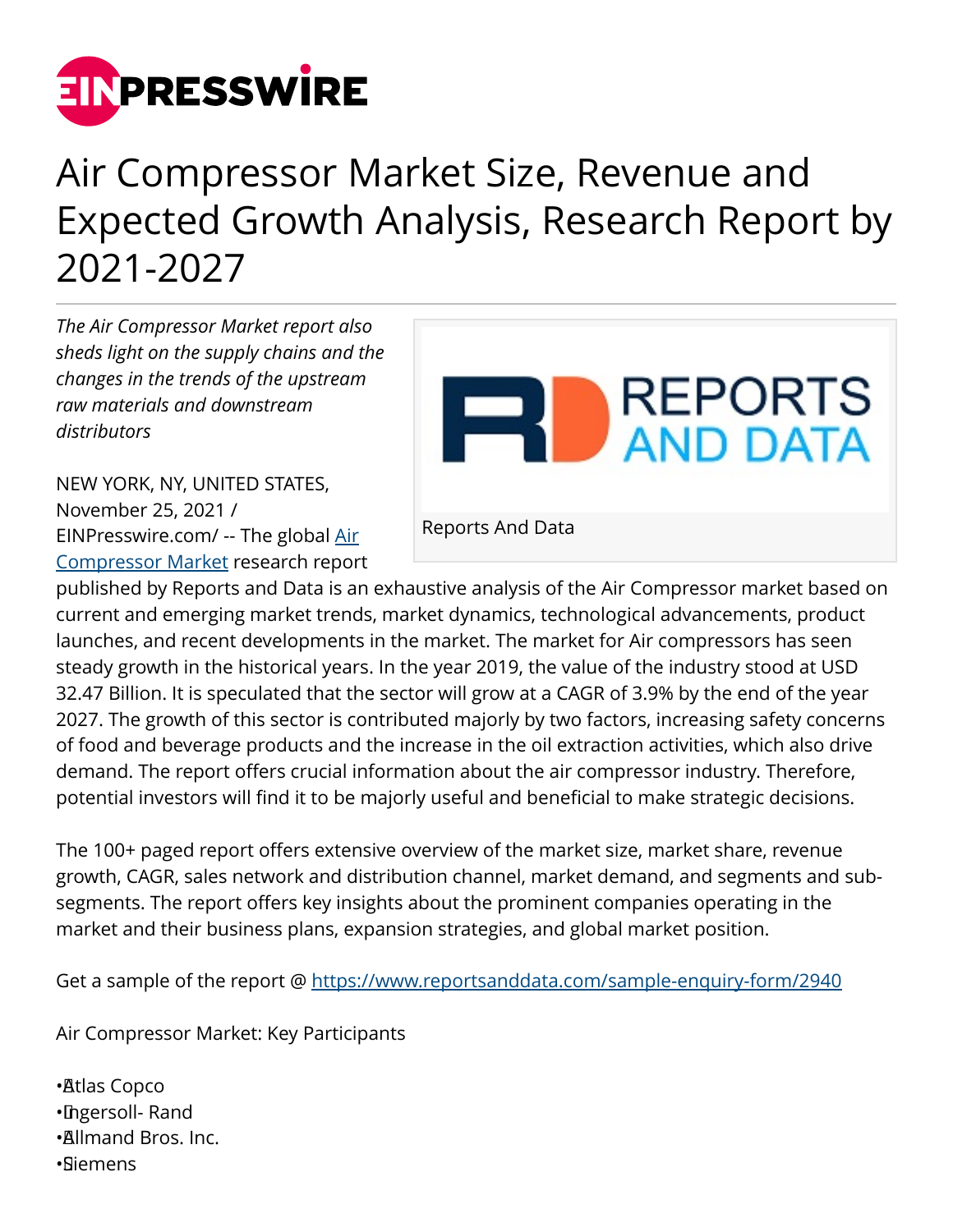# Air Compressor Market Size, Revenue and Expected Growth Analysis, Research Report by 2021-2027

*The Air Compressor Market report also sheds light on the supply chains and the changes in the trends of the upstream raw materials and downstream distributors*

Reports And Data

NEW YORK, NY, UNITED STATES, November 25, 2021 / EINPresswire.com/ -- The global [Air Compressor Market](#) research report published by Reports and Data is an exhaustive analysis of the Air Compressor market based on current and emerging market trends, market dynamics, technological advancements, product launches, and recent developments in the market. The market for Air compressors has seen steady growth in the historical years. In the year 2019, the value of the industry stood at USD 32.47 Billion. It is speculated that the sector will grow at a CAGR of 3.9% by the end of the year 2027. The growth of this sector is contributed majorly by two factors, increasing safety concerns of food and beverage products and the increase in the oil extraction activities, which also drive demand. The report offers crucial information about the air compressor industry. Therefore, potential investors will find it to be majorly useful and beneficial to make strategic decisions.

The 100+ paged report offers extensive overview of the market size, market share, revenue growth, CAGR, sales network and distribution channel, market demand, and segments and sub-segments. The report offers key insights about the prominent companies operating in the market and their business plans, expansion strategies, and global market position.

Get a sample of the report @ https://www.reportsanddata.com/sample-enquiry-form/2940

Air Compressor Market: Key Participants

- Atlas Copco
- Ingersoll- Rand
- Allmand Bros. Inc.
- Siemens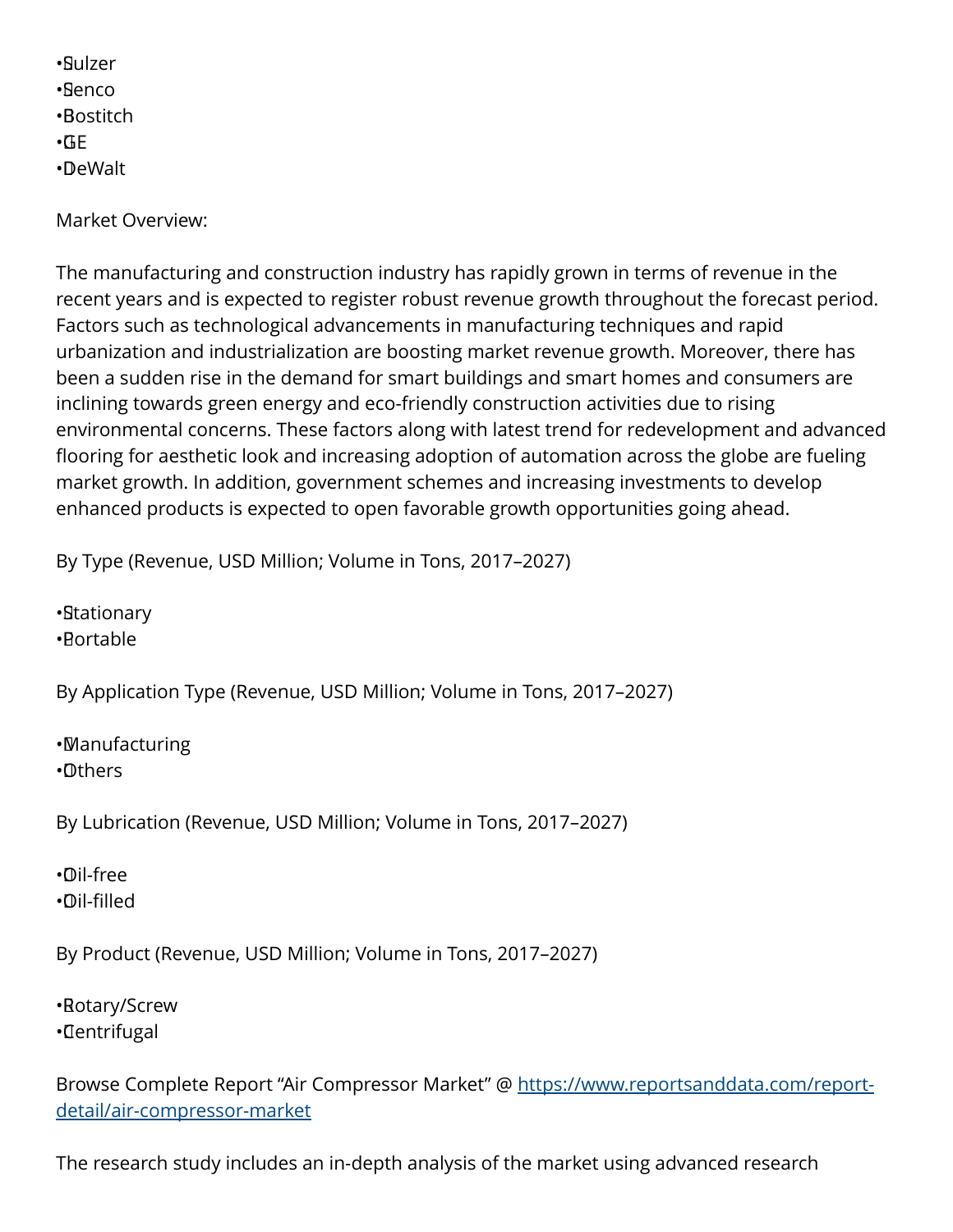- Sulzer
- Senco
- Bostitch
- GE
- DeWalt

Market Overview:

The manufacturing and construction industry has rapidly grown in terms of revenue in the recent years and is expected to register robust revenue growth throughout the forecast period. Factors such as technological advancements in manufacturing techniques and rapid urbanization and industrialization are boosting market revenue growth. Moreover, there has been a sudden rise in the demand for smart buildings and smart homes and consumers are inclining towards green energy and eco-friendly construction activities due to rising environmental concerns. These factors along with latest trend for redevelopment and advanced flooring for aesthetic look and increasing adoption of automation across the globe are fueling market growth. In addition, government schemes and increasing investments to develop enhanced products is expected to open favorable growth opportunities going ahead.

By Type (Revenue, USD Million; Volume in Tons, 2017–2027)

- Stationary
- Portable

By Application Type (Revenue, USD Million; Volume in Tons, 2017–2027)

- Manufacturing
- Others

By Lubrication (Revenue, USD Million; Volume in Tons, 2017–2027)

- Oil-free
- Oil-filled

By Product (Revenue, USD Million; Volume in Tons, 2017–2027)

- Rotary/Screw
- Centrifugal

Browse Complete Report "Air Compressor Market" @ [https://www.reportsanddata.com/report-detail/air-compressor-market](https://www.reportsanddata.com/report-detail/air-compressor-market)

The research study includes an in-depth analysis of the market using advanced research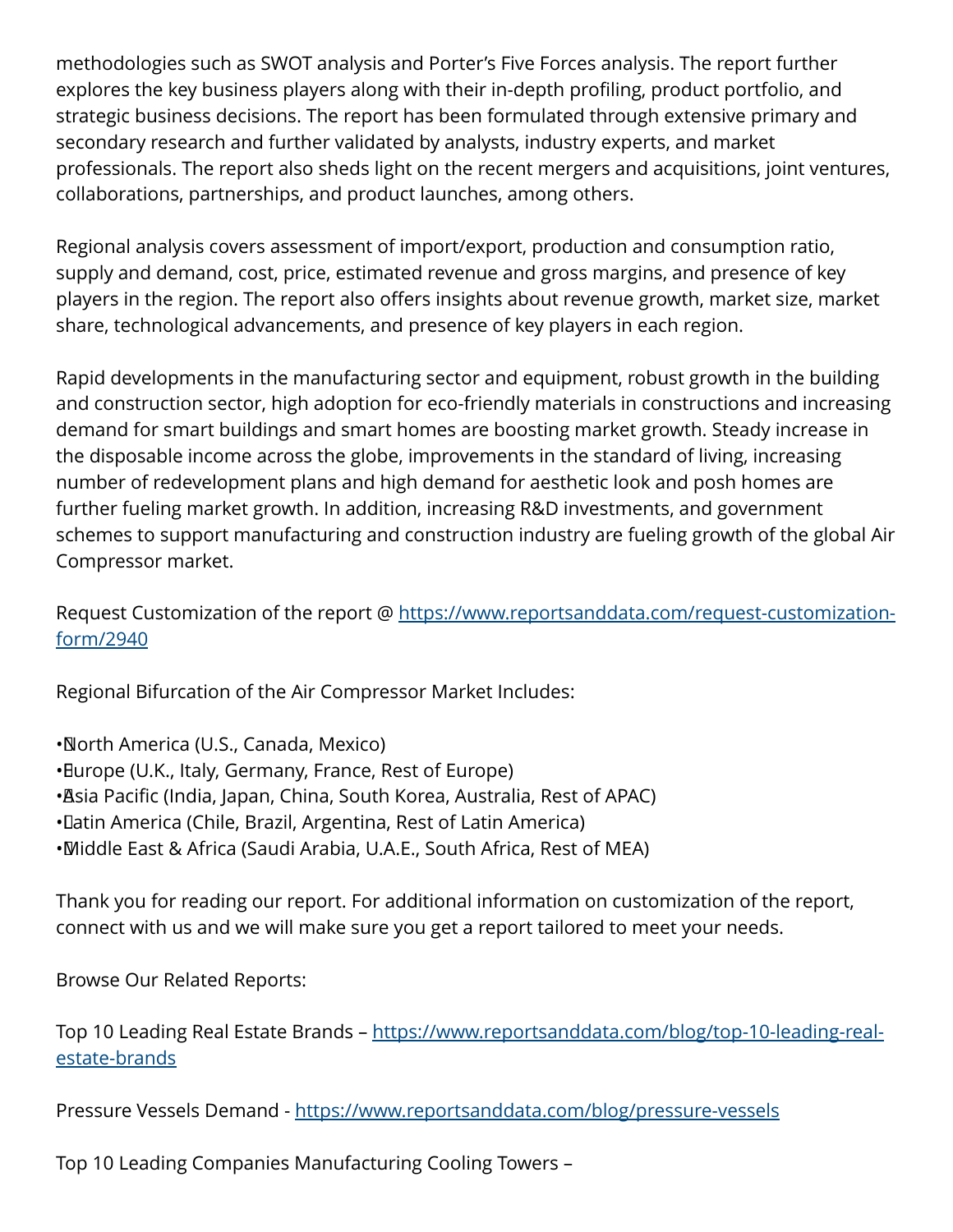methodologies such as SWOT analysis and Porter's Five Forces analysis. The report further explores the key business players along with their in-depth profiling, product portfolio, and strategic business decisions. The report has been formulated through extensive primary and secondary research and further validated by analysts, industry experts, and market professionals. The report also sheds light on the recent mergers and acquisitions, joint ventures, collaborations, partnerships, and product launches, among others.

Regional analysis covers assessment of import/export, production and consumption ratio, supply and demand, cost, price, estimated revenue and gross margins, and presence of key players in the region. The report also offers insights about revenue growth, market size, market share, technological advancements, and presence of key players in each region.

Rapid developments in the manufacturing sector and equipment, robust growth in the building and construction sector, high adoption for eco-friendly materials in constructions and increasing demand for smart buildings and smart homes are boosting market growth. Steady increase in the disposable income across the globe, improvements in the standard of living, increasing number of redevelopment plans and high demand for aesthetic look and posh homes are further fueling market growth. In addition, increasing R&D investments, and government schemes to support manufacturing and construction industry are fueling growth of the global Air Compressor market.

Request Customization of the report @ https://www.reportsanddata.com/request-customization-form/2940

Regional Bifurcation of the Air Compressor Market Includes:

- North America (U.S., Canada, Mexico)
- Europe (U.K., Italy, Germany, France, Rest of Europe)
- Asia Pacific (India, Japan, China, South Korea, Australia, Rest of APAC)
- Latin America (Chile, Brazil, Argentina, Rest of Latin America)
- Middle East & Africa (Saudi Arabia, U.A.E., South Africa, Rest of MEA)

Thank you for reading our report. For additional information on customization of the report, connect with us and we will make sure you get a report tailored to meet your needs.

Browse Our Related Reports:

Top 10 Leading Real Estate Brands – https://www.reportsanddata.com/blog/top-10-leading-real-estate-brands

Pressure Vessels Demand - https://www.reportsanddata.com/blog/pressure-vessels

Top 10 Leading Companies Manufacturing Cooling Towers –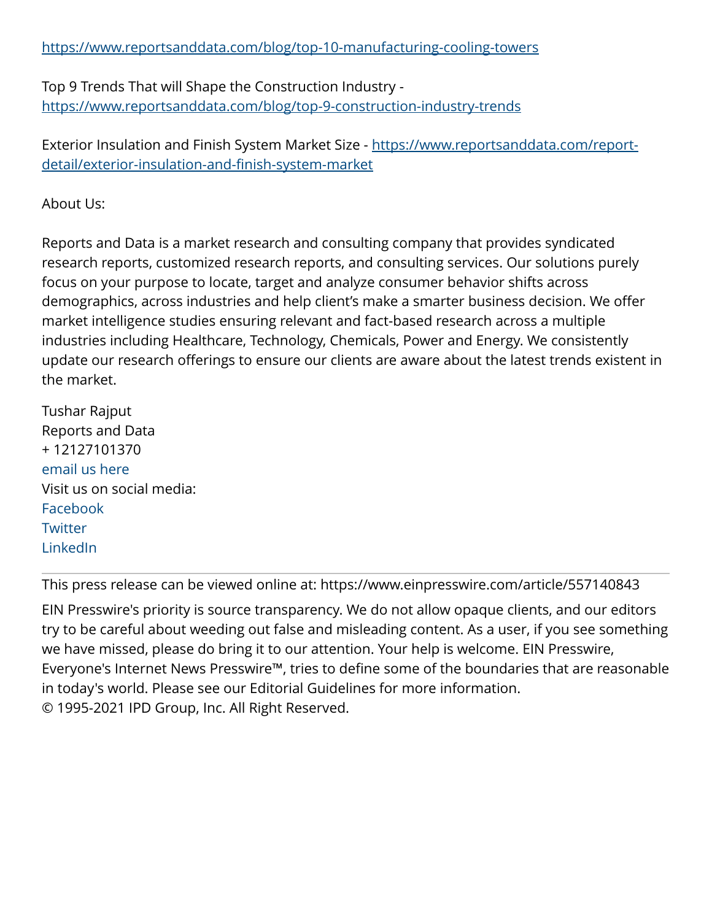https://www.reportsanddata.com/blog/top-10-manufacturing-cooling-towers

Top 9 Trends That will Shape the Construction Industry - https://www.reportsanddata.com/blog/top-9-construction-industry-trends

Exterior Insulation and Finish System Market Size - https://www.reportsanddata.com/report-detail/exterior-insulation-and-finish-system-market

About Us:

Reports and Data is a market research and consulting company that provides syndicated research reports, customized research reports, and consulting services. Our solutions purely focus on your purpose to locate, target and analyze consumer behavior shifts across demographics, across industries and help client's make a smarter business decision. We offer market intelligence studies ensuring relevant and fact-based research across a multiple industries including Healthcare, Technology, Chemicals, Power and Energy. We consistently update our research offerings to ensure our clients are aware about the latest trends existent in the market.

Tushar Rajput
Reports and Data
+ 12127101370
email us here
Visit us on social media:
Facebook
Twitter
LinkedIn

---

This press release can be viewed online at: https://www.einpresswire.com/article/557140843

EIN Presswire's priority is source transparency. We do not allow opaque clients, and our editors try to be careful about weeding out false and misleading content. As a user, if you see something we have missed, please do bring it to our attention. Your help is welcome. EIN Presswire, Everyone's Internet News Presswire™, tries to define some of the boundaries that are reasonable in today's world. Please see our Editorial Guidelines for more information.
© 1995-2021 IPD Group, Inc. All Right Reserved.